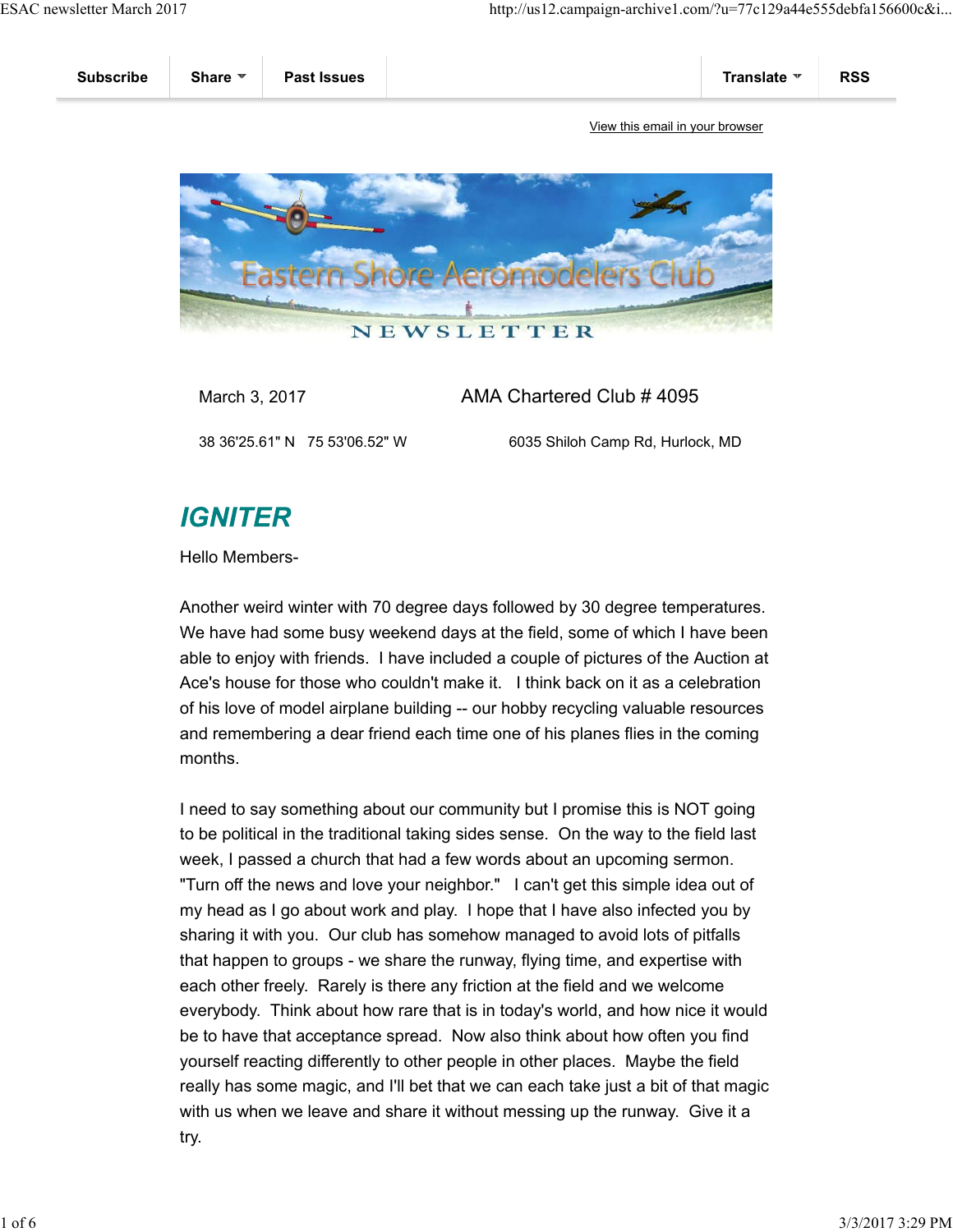Subscribe | Share | Past Issues | Translate | RSS

View this email in your browser

# Eastern Shore Aeromodelers Club NEWSLETTER

March 3, 2017 — AMA Chartered Club # 4095

38 36'25.61" N 75 53'06.52" W — 6035 Shiloh Camp Rd, Hurlock, MD

## *IGNITER*

Hello Members-

Another weird winter with 70 degree days followed by 30 degree temperatures. We have had some busy weekend days at the field, some of which I have been able to enjoy with friends. I have included a couple of pictures of the Auction at Ace's house for those who couldn't make it. I think back on it as a celebration of his love of model airplane building -- our hobby recycling resources and remembering a dear friend each time one of his planes flies in the coming months.

I need to say something about our community but I promise this is NOT going to be political in the traditional taking sides sense. On the way to the field last week, I passed a church that had a few words about an upcoming sermon. "Turn off the news and love your neighbor." I can't get this simple idea out of my head as I go about work and play. I hope that I have also infected you by sharing it with you. Our club has somehow managed to avoid lots of pitfalls that happen to groups - we share the runway, flying time, and expertise with each other freely. Rarely is there any friction at the field and we welcome everybody. Think about how rare that is in today's world, and how nice it would be to have that acceptance spread. Now also think about how often you find yourself reacting differently to other people in other places. Maybe the field really has some magic, and I'll bet that we can each take just a bit of that magic with us when we leave and share it without messing up the runway. Give it a try.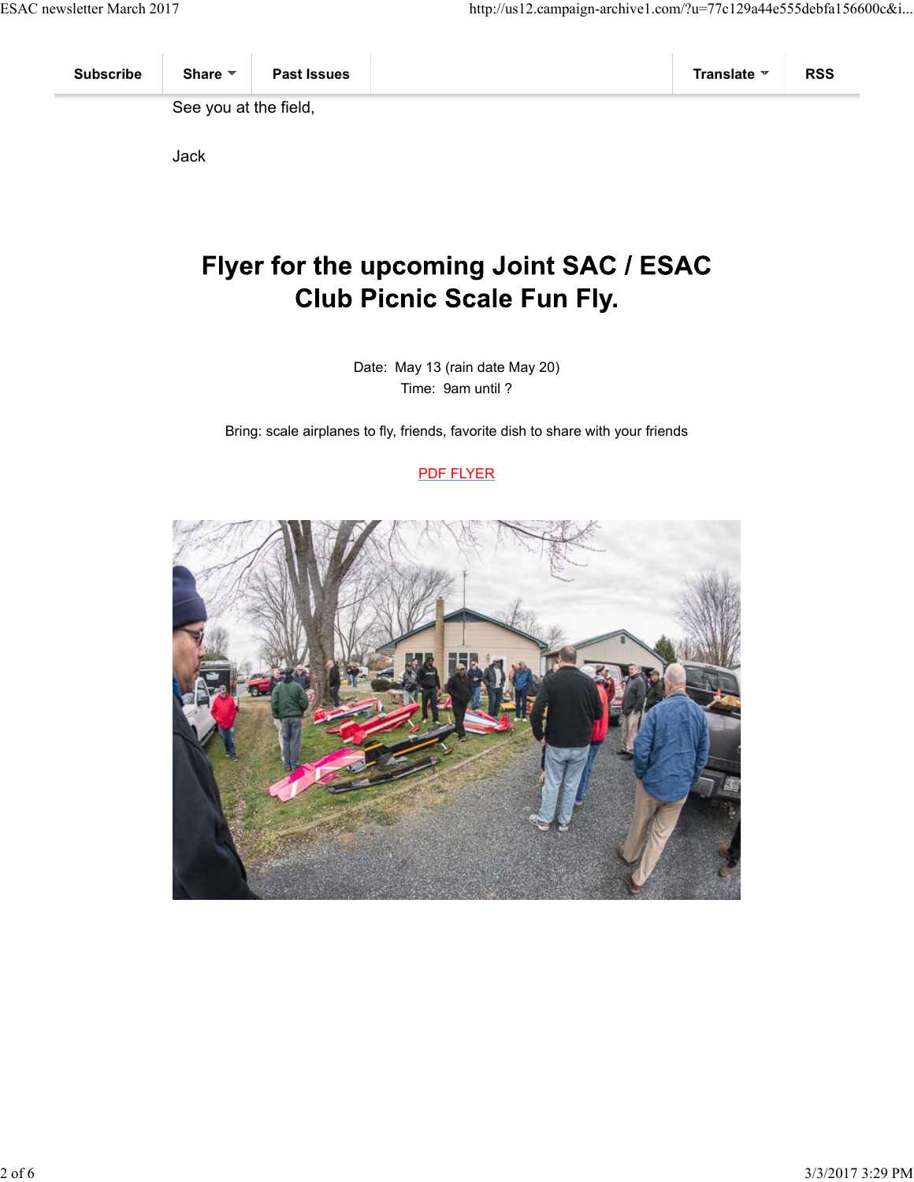Subscribe | Share | Past Issues | Translate | RSS

See you at the field,

Jack

## Flyer for the upcoming Joint SAC / ESAC Club Picnic Scale Fun Fly.

Date: May 13 (rain date May 20)
Time: 9am until ?

Bring: scale airplanes to fly, friends, favorite dish to share with your friends

PDF FLYER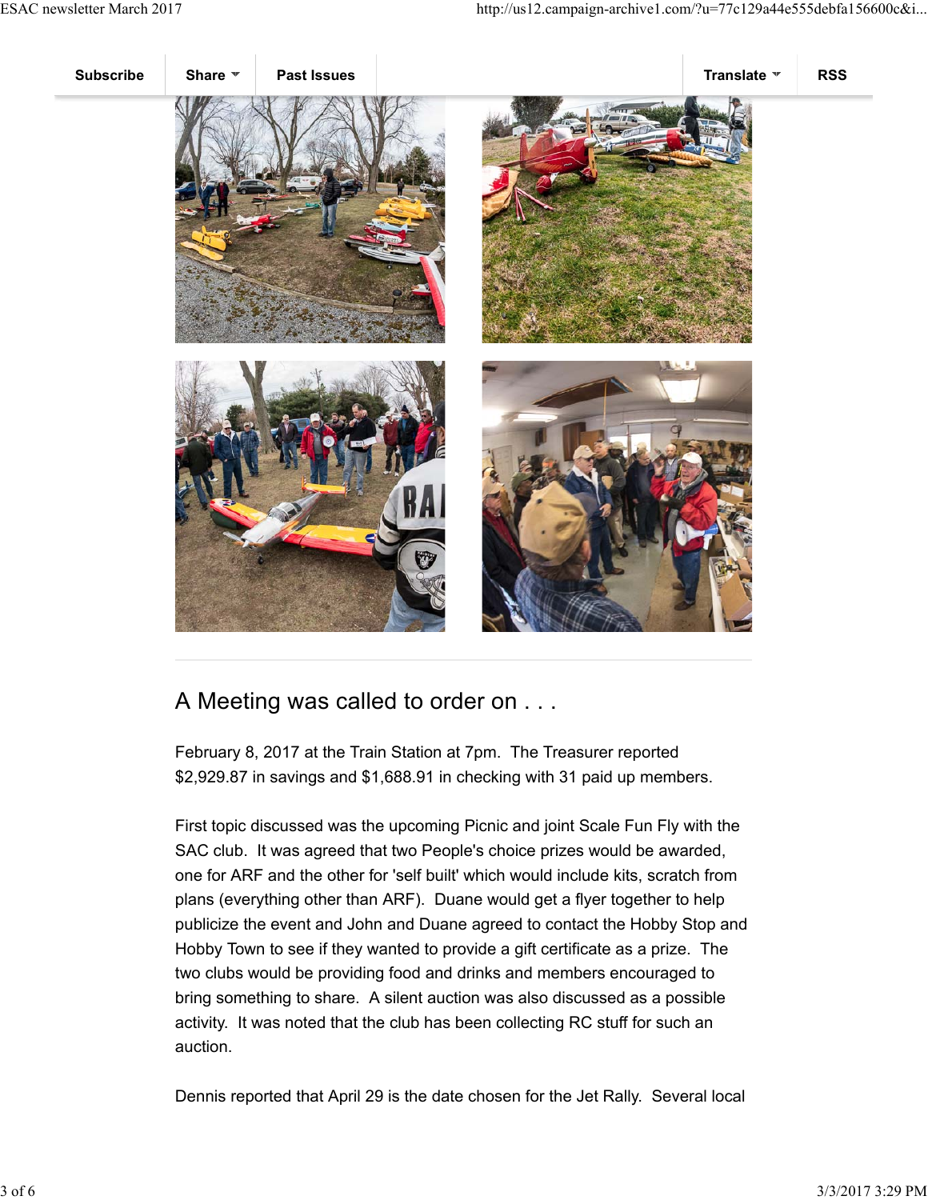Subscribe | Share | Past Issues | Translate | RSS

## A Meeting was called to order on . . .

February 8, 2017 at the Train Station at 7pm. The Treasurer reported $2,929.87 in savings and $1,688.91 in checking with 31 paid up members.

First topic discussed was the upcoming Picnic and joint Scale Fun Fly with the SAC club. It was agreed that two People's choice prizes would be awarded, one for ARF and the other for 'self built' which would include kits, scratch from plans (everything other than ARF). Duane would get a flyer together to help publicize the event and John and Duane agreed to contact the Hobby Stop and Hobby Town to see if they wanted to provide a gift certificate as a prize. The two clubs would be providing food and drinks and members encouraged to bring something to share. A silent auction was also discussed as a possible activity. It was noted that the club has been collecting RC stuff for such an auction.

Dennis reported that April 29 is the date chosen for the Jet Rally. Several local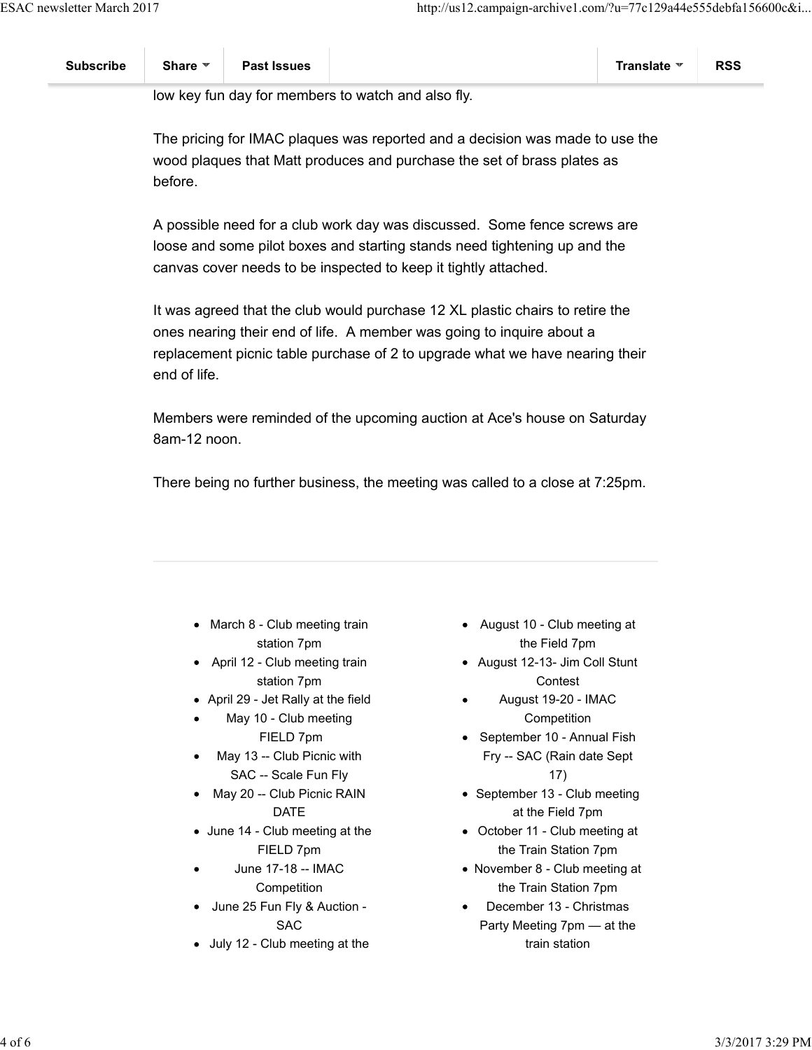low key fun day for members to watch and also fly.

The pricing for IMAC plaques was reported and a decision was made to use the wood plaques that Matt produces and purchase the set of brass plates as before.

A possible need for a club work day was discussed.  Some fence screws are loose and some pilot boxes and starting stands need tightening up and the canvas cover needs to be inspected to keep it tightly attached.

It was agreed that the club would purchase 12 XL plastic chairs to retire the ones nearing their end of life.  A member was going to inquire about a replacement picnic table purchase of 2 to upgrade what we have nearing their end of life.

Members were reminded of the upcoming auction at Ace's house on Saturday 8am-12 noon.

There being no further business, the meeting was called to a close at 7:25pm.

---

- March 8 - Club meeting train station 7pm
- April 12 - Club meeting train station 7pm
- April 29 - Jet Rally at the field
- May 10 - Club meeting FIELD 7pm
- May 13 -- Club Picnic with SAC -- Scale Fun Fly
- May 20 -- Club Picnic RAIN DATE
- June 14 - Club meeting at the FIELD 7pm
- June 17-18 -- IMAC Competition
- June 25 Fun Fly & Auction - SAC
- July 12 - Club meeting at the
- August 10 - Club meeting at the Field 7pm
- August 12-13- Jim Coll Stunt Contest
- August 19-20 - IMAC Competition
- September 10 - Annual Fish Fry -- SAC (Rain date Sept 17)
- September 13 - Club meeting at the Field 7pm
- October 11 - Club meeting at the Train Station 7pm
- November 8 - Club meeting at the Train Station 7pm
- December 13 - Christmas Party Meeting 7pm — at the train station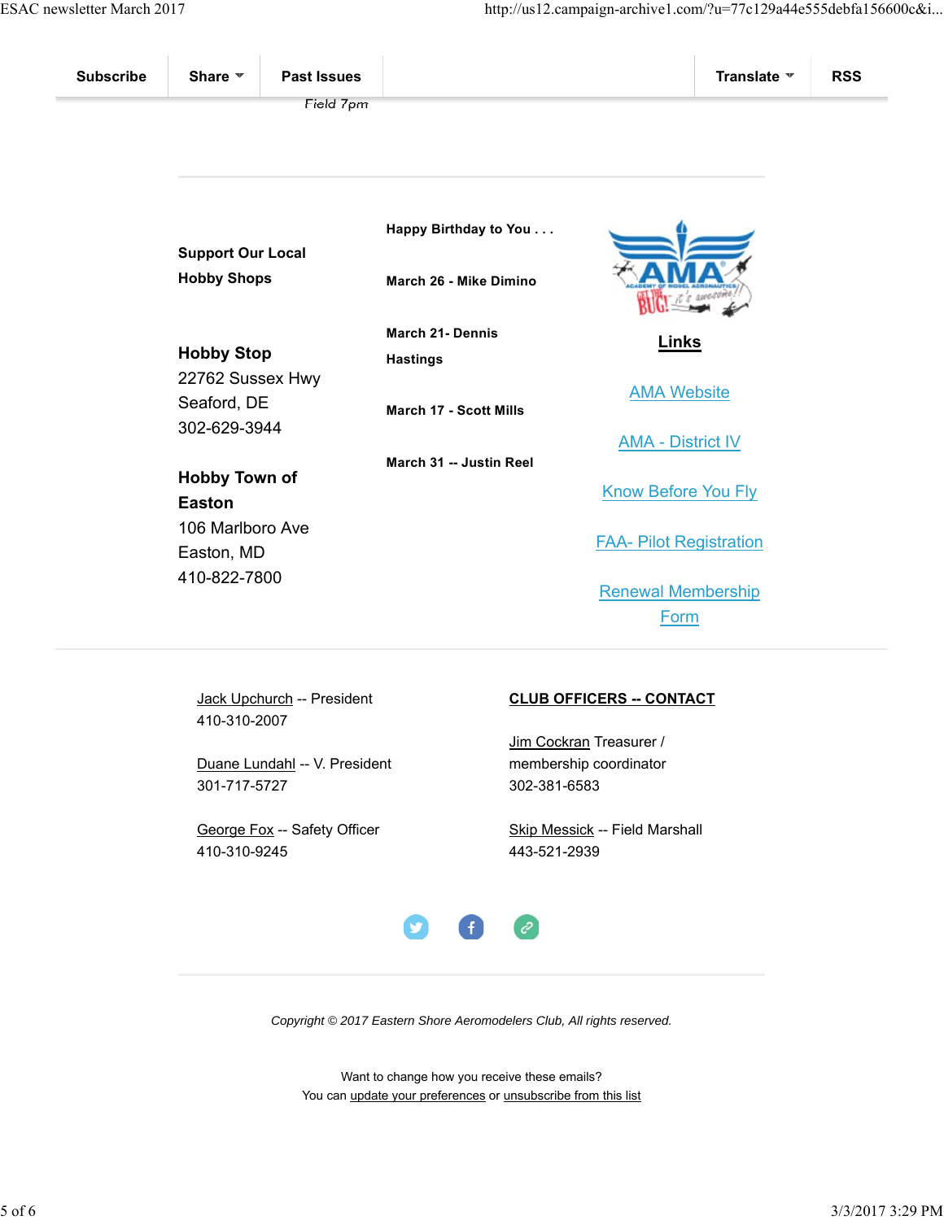Subscribe | Share | Past Issues | Translate | RSS

Field 7pm

**Support Our Local Hobby Shops**

**Hobby Stop**
22762 Sussex Hwy
Seaford, DE
302-629-3944

**Hobby Town of Easton**
106 Marlboro Ave
Easton, MD
410-822-7800

**Happy Birthday to You . . .**

**March 26 - Mike Dimino**

**March 21- Dennis Hastings**

**March 17 - Scott Mills**

**March 31 -- Justin Reel**

**Links**

AMA Website

AMA - District IV

Know Before You Fly

FAA- Pilot Registration

Renewal Membership Form

**CLUB OFFICERS -- CONTACT**

Jack Upchurch -- President
410-310-2007

Duane Lundahl -- V. President
301-717-5727

George Fox -- Safety Officer
410-310-9245

Jim Cockran Treasurer / membership coordinator
302-381-6583

Skip Messick -- Field Marshall
443-521-2939

*Copyright © 2017 Eastern Shore Aeromodelers Club, All rights reserved.*

Want to change how you receive these emails?
You can update your preferences or unsubscribe from this list